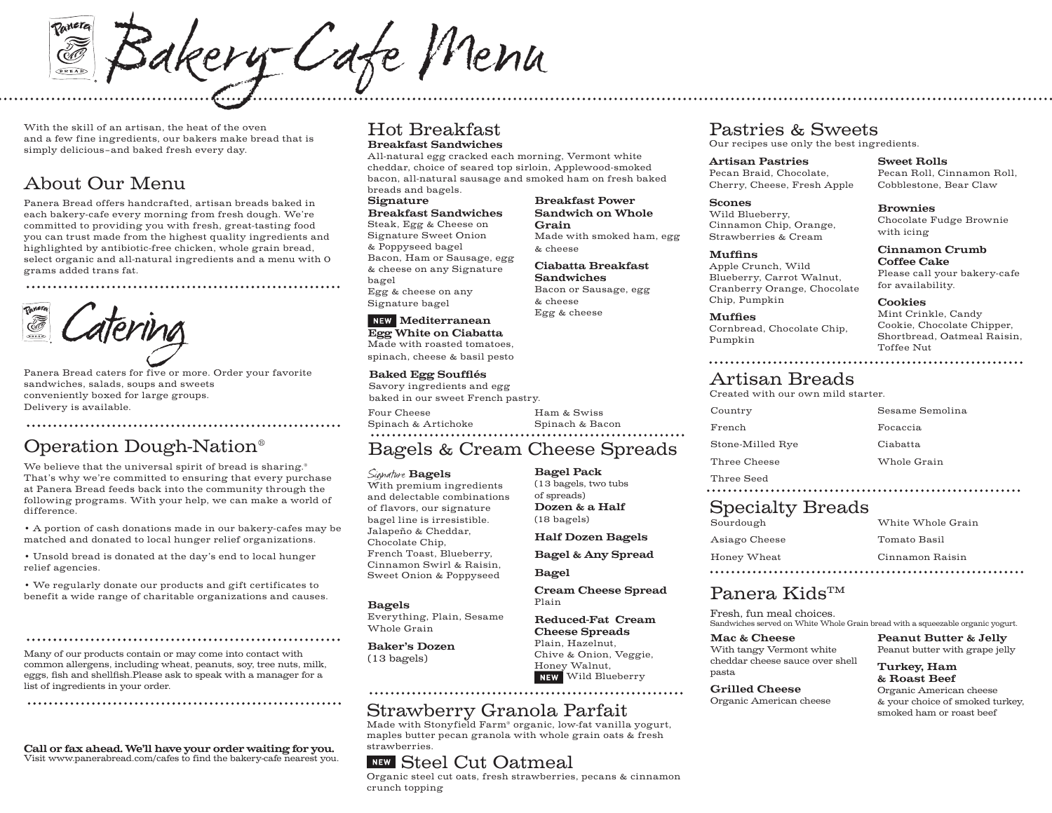# Bakery-Cafe Menu

With the skill of an artisan, the heat of the oven and a few fine ingredients, our bakers make bread that is simply delicious–and baked fresh every day.

## About Our Menu

Panera Bread offers handcrafted, artisan breads baked in each bakery-cafe every morning from fresh dough. We're committed to providing you with fresh, great-tasting food you can trust made from the highest quality ingredients and highlighted by antibiotic-free chicken, whole grain bread, select organic and all-natural ingredients and a menu with 0 grams added trans fat.

## Catering

Panera Bread caters for five or more. Order your favorite sandwiches, salads, soups and sweets conveniently boxed for large groups. Delivery is available.

## Operation Dough-Nation®

We believe that the universal spirit of bread is sharing.® That's why we're committed to ensuring that every purchase at Panera Bread feeds back into the community through the following programs. With your help, we can make a world of difference.

- A portion of cash donations made in our bakery-cafes may be matched and donated to local hunger relief organizations.
- Unsold bread is donated at the day's end to local hunger relief agencies.
- We regularly donate our products and gift certificates to benefit a wide range of charitable organizations and causes.

Many of our products contain or may come into contact with common allergens, including wheat, peanuts, soy, tree nuts, milk, eggs, fish and shellfish.Please ask to speak with a manager for a list of ingredients in your order.

**Call or fax ahead. We'll have your order waiting for you.**
Visit www.panerabread.com/cafes to find the bakery-cafe nearest you.

## Hot Breakfast

**Breakfast Sandwiches**
All-natural egg cracked each morning, Vermont white cheddar, choice of seared top sirloin, Applewood-smoked bacon, all-natural sausage and smoked ham on fresh baked breads and bagels.

**Signature Breakfast Sandwiches**
Steak, Egg & Cheese on Signature Sweet Onion & Poppyseed bagel
Bacon, Ham or Sausage, egg & cheese on any Signature bagel
Egg & cheese on any Signature bagel

**Breakfast Power Sandwich on Whole Grain**
Made with smoked ham, egg & cheese

**Ciabatta Breakfast Sandwiches**
Bacon or Sausage, egg & cheese
Egg & cheese

**NEW Mediterranean Egg White on Ciabatta**
Made with roasted tomatoes, spinach, cheese & basil pesto

**Baked Egg Soufflés**
Savory ingredients and egg baked in our sweet French pastry.
Four Cheese
Spinach & Artichoke
Ham & Swiss
Spinach & Bacon

## Bagels & Cream Cheese Spreads

***Signature* Bagels**
With premium ingredients and delectable combinations of flavors, our signature bagel line is irresistible.
Jalapeño & Cheddar, Chocolate Chip, French Toast, Blueberry, Cinnamon Swirl & Raisin, Sweet Onion & Poppyseed

**Bagels**
Everything, Plain, Sesame
Whole Grain

**Baker's Dozen**
(13 bagels)

**Bagel Pack**
(13 bagels, two tubs of spreads)

**Dozen & a Half**
(18 bagels)

**Half Dozen Bagels**

**Bagel & Any Spread**

**Bagel**

**Cream Cheese Spread**
Plain

**Reduced-Fat Cream Cheese Spreads**
Plain, Hazelnut, Chive & Onion, Veggie, Honey Walnut, NEW Wild Blueberry

## Strawberry Granola Parfait

Made with Stonyfield Farm® organic, low-fat vanilla yogurt, maples butter pecan granola with whole grain oats & fresh strawberries.

## NEW Steel Cut Oatmeal

Organic steel cut oats, fresh strawberries, pecans & cinnamon crunch topping

## Pastries & Sweets

Our recipes use only the best ingredients.

**Artisan Pastries**
Pecan Braid, Chocolate, Cherry, Cheese, Fresh Apple

**Scones**
Wild Blueberry, Cinnamon Chip, Orange, Strawberries & Cream

**Muffins**
Apple Crunch, Wild Blueberry, Carrot Walnut, Cranberry Orange, Chocolate Chip, Pumpkin

**Muffies**
Cornbread, Chocolate Chip, Pumpkin

**Sweet Rolls**
Pecan Roll, Cinnamon Roll, Cobblestone, Bear Claw

**Brownies**
Chocolate Fudge Brownie with icing

**Cinnamon Crumb Coffee Cake**
Please call your bakery-cafe for availability.

**Cookies**
Mint Crinkle, Candy Cookie, Chocolate Chipper, Shortbread, Oatmeal Raisin, Toffee Nut

## Artisan Breads

Created with our own mild starter.

Country
French
Stone-Milled Rye
Three Cheese
Three Seed
Sesame Semolina
Focaccia
Ciabatta
Whole Grain

## Specialty Breads

Sourdough
Asiago Cheese
Honey Wheat
White Whole Grain
Tomato Basil
Cinnamon Raisin

## Panera Kids™

Fresh, fun meal choices.
Sandwiches served on White Whole Grain bread with a squeezable organic yogurt.

**Mac & Cheese**
With tangy Vermont white cheddar cheese sauce over shell pasta

**Grilled Cheese**
Organic American cheese

**Peanut Butter & Jelly**
Peanut butter with grape jelly

**Turkey, Ham & Roast Beef**
Organic American cheese & your choice of smoked turkey, smoked ham or roast beef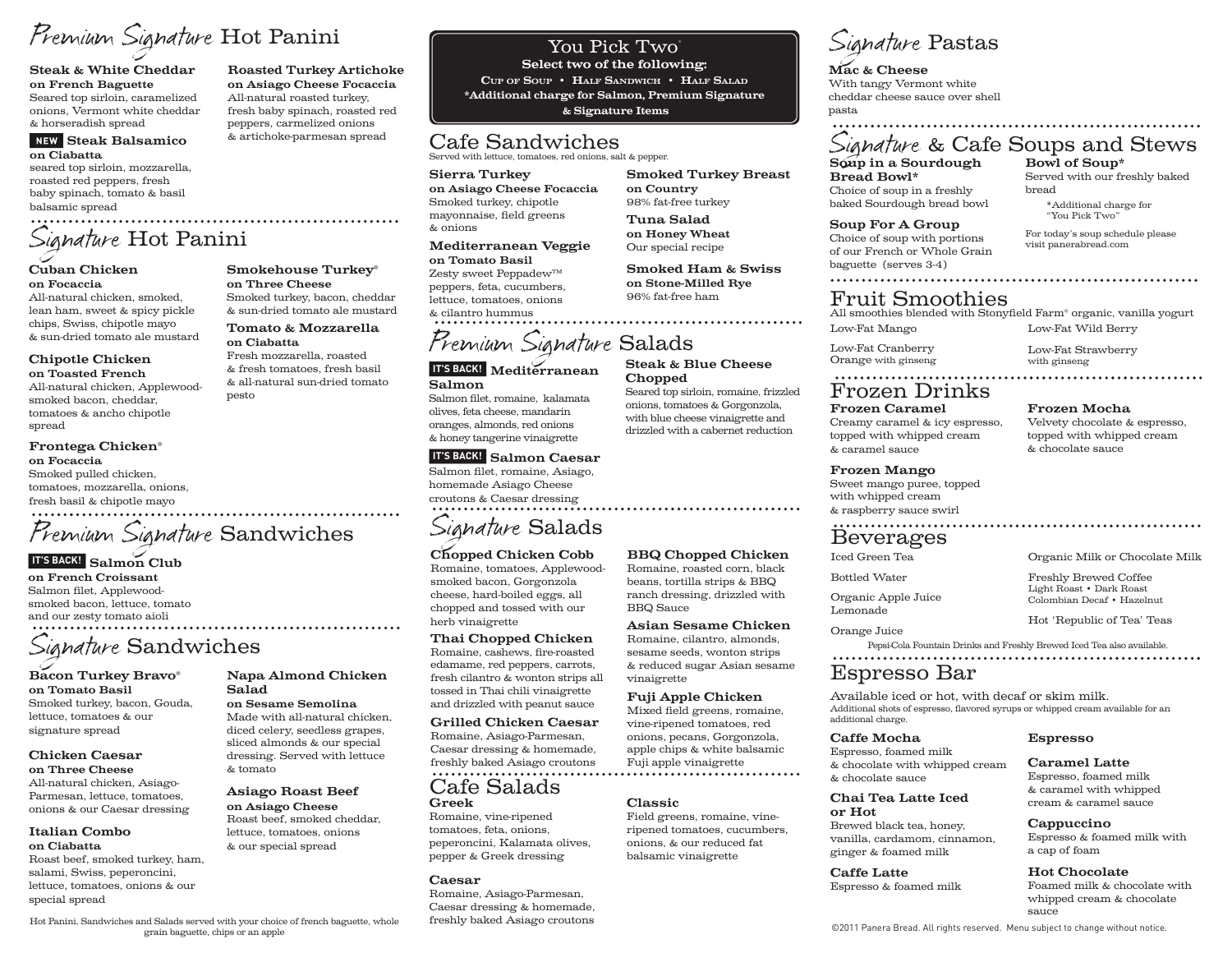## Premium Signature Hot Panini

**Steak & White Cheddar**
**on French Baguette**
Seared top sirloin, caramelized onions, Vermont white cheddar & horseradish spread

**NEW Steak Balsamico**
**on Ciabatta**
seared top sirloin, mozzarella, roasted red peppers, fresh baby spinach, tomato & basil balsamic spread

**Roasted Turkey Artichoke**
**on Asiago Cheese Focaccia**
All-natural roasted turkey, fresh baby spinach, roasted red peppers, carmelized onions & artichoke-parmesan spread

## Signature Hot Panini

**Cuban Chicken**
**on Focaccia**
All-natural chicken, smoked, lean ham, sweet & spicy pickle chips, Swiss, chipotle mayo & sun-dried tomato ale mustard

**Chipotle Chicken**
**on Toasted French**
All-natural chicken, Applewood-smoked bacon, cheddar, tomatoes & ancho chipotle spread

**Frontega Chicken®**
**on Focaccia**
Smoked pulled chicken, tomatoes, mozzarella, onions, fresh basil & chipotle mayo

**Smokehouse Turkey®**
**on Three Cheese**
Smoked turkey, bacon, cheddar & sun-dried tomato ale mustard

**Tomato & Mozzarella**
**on Ciabatta**
Fresh mozzarella, roasted & fresh tomatoes, fresh basil & all-natural sun-dried tomato pesto

## Premium Signature Sandwiches

**IT'S BACK! Salmon Club**
**on French Croissant**
Salmon filet, Applewood-smoked bacon, lettuce, tomato and our zesty tomato aioli

## Signature Sandwiches

**Bacon Turkey Bravo®**
**on Tomato Basil**
Smoked turkey, bacon, Gouda, lettuce, tomatoes & our signature spread

**Chicken Caesar**
**on Three Cheese**
All-natural chicken, Asiago-Parmesan, lettuce, tomatoes, onions & our Caesar dressing

**Italian Combo**
**on Ciabatta**
Roast beef, smoked turkey, ham, salami, Swiss, peperoncini, lettuce, tomatoes, onions & our special spread

**Napa Almond Chicken Salad**
**on Sesame Semolina**
Made with all-natural chicken, diced celery, seedless grapes, sliced almonds & our special dressing. Served with lettuce & tomato

**Asiago Roast Beef**
**on Asiago Cheese**
Roast beef, smoked cheddar, lettuce, tomatoes, onions & our special spread

Hot Panini, Sandwiches and Salads served with your choice of french baguette, whole grain baguette, chips or an apple

## You Pick Two®

**Select two of the following:**
**Cup of Soup • Half Sandwich • Half Salad**
***Additional charge for Salmon, Premium Signature & Signature Items**

## Cafe Sandwiches

Served with lettuce, tomatoes, red onions, salt & pepper.

**Sierra Turkey**
**on Asiago Cheese Focaccia**
Smoked turkey, chipotle mayonnaise, field greens & onions

**Mediterranean Veggie**
**on Tomato Basil**
Zesty sweet Peppadew™ peppers, feta, cucumbers, lettuce, tomatoes, onions & cilantro hummus

**Smoked Turkey Breast**
**on Country**
98% fat-free turkey

**Tuna Salad**
**on Honey Wheat**
Our special recipe

**Smoked Ham & Swiss**
**on Stone-Milled Rye**
96% fat-free ham

## Premium Signature Salads

**IT'S BACK! Mediterranean Salmon**
Salmon filet, romaine, kalamata olives, feta cheese, mandarin oranges, almonds, red onions & honey tangerine vinaigrette

**IT'S BACK! Salmon Caesar**
Salmon filet, romaine, Asiago, homemade Asiago Cheese croutons & Caesar dressing

**Steak & Blue Cheese Chopped**
Seared top sirloin, romaine, frizzled onions, tomatoes & Gorgonzola, with blue cheese vinaigrette and drizzled with a cabernet reduction

## Signature Salads

**Chopped Chicken Cobb**
Romaine, tomatoes, Applewood-smoked bacon, Gorgonzola cheese, hard-boiled eggs, all chopped and tossed with our herb vinaigrette

**Thai Chopped Chicken**
Romaine, cashews, fire-roasted edamame, red peppers, carrots, fresh cilantro & wonton strips all tossed in Thai chili vinaigrette and drizzled with peanut sauce

**Grilled Chicken Caesar**
Romaine, Asiago-Parmesan, Caesar dressing & homemade, freshly baked Asiago croutons

**BBQ Chopped Chicken**
Romaine, roasted corn, black beans, tortilla strips & BBQ ranch dressing, drizzled with BBQ Sauce

**Asian Sesame Chicken**
Romaine, cilantro, almonds, sesame seeds, wonton strips & reduced sugar Asian sesame vinaigrette

**Fuji Apple Chicken**
Mixed field greens, romaine, vine-ripened tomatoes, red onions, pecans, Gorgonzola, apple chips & white balsamic Fuji apple vinaigrette

## Cafe Salads

**Greek**
Romaine, vine-ripened tomatoes, feta, onions, peperoncini, Kalamata olives, pepper & Greek dressing

**Caesar**
Romaine, Asiago-Parmesan, Caesar dressing & homemade, freshly baked Asiago croutons

**Classic**
Field greens, romaine, vine-ripened tomatoes, cucumbers, onions, & our reduced fat balsamic vinaigrette

## Signature Pastas

**Mac & Cheese**
With tangy Vermont white cheddar cheese sauce over shell pasta

## Signature & Cafe Soups and Stews

**Soup in a Sourdough Bread Bowl***
Choice of soup in a freshly baked Sourdough bread bowl

**Soup For A Group**
Choice of soup with portions of our French or Whole Grain baguette (serves 3-4)

**Bowl of Soup***
Served with our freshly baked bread

*Additional charge for "You Pick Two"

For today's soup schedule please visit panerabread.com

## Fruit Smoothies

All smoothies blended with Stonyfield Farm® organic, vanilla yogurt

- Low-Fat Mango
- Low-Fat Cranberry Orange with ginseng
- Low-Fat Wild Berry
- Low-Fat Strawberry with ginseng

## Frozen Drinks

**Frozen Caramel**
Creamy caramel & icy espresso, topped with whipped cream & caramel sauce

**Frozen Mango**
Sweet mango puree, topped with whipped cream & raspberry sauce swirl

**Frozen Mocha**
Velvety chocolate & espresso, topped with whipped cream & chocolate sauce

## Beverages

- Iced Green Tea
- Bottled Water
- Organic Apple Juice
- Lemonade
- Orange Juice
- Organic Milk or Chocolate Milk
- Freshly Brewed Coffee
  Light Roast • Dark Roast
  Colombian Decaf • Hazelnut
- Hot 'Republic of Tea' Teas

Pepsi-Cola Fountain Drinks and Freshly Brewed Iced Tea also available.

## Espresso Bar

Available iced or hot, with decaf or skim milk.
Additional shots of espresso, flavored syrups or whipped cream available for an additional charge.

**Caffe Mocha**
Espresso, foamed milk & chocolate with whipped cream & chocolate sauce

**Chai Tea Latte Iced or Hot**
Brewed black tea, honey, vanilla, cardamom, cinnamon, ginger & foamed milk

**Caffe Latte**
Espresso & foamed milk

**Espresso**

**Caramel Latte**
Espresso, foamed milk & caramel with whipped cream & caramel sauce

**Cappuccino**
Espresso & foamed milk with a cap of foam

**Hot Chocolate**
Foamed milk & chocolate with whipped cream & chocolate sauce

©2011 Panera Bread. All rights reserved. Menu subject to change without notice.